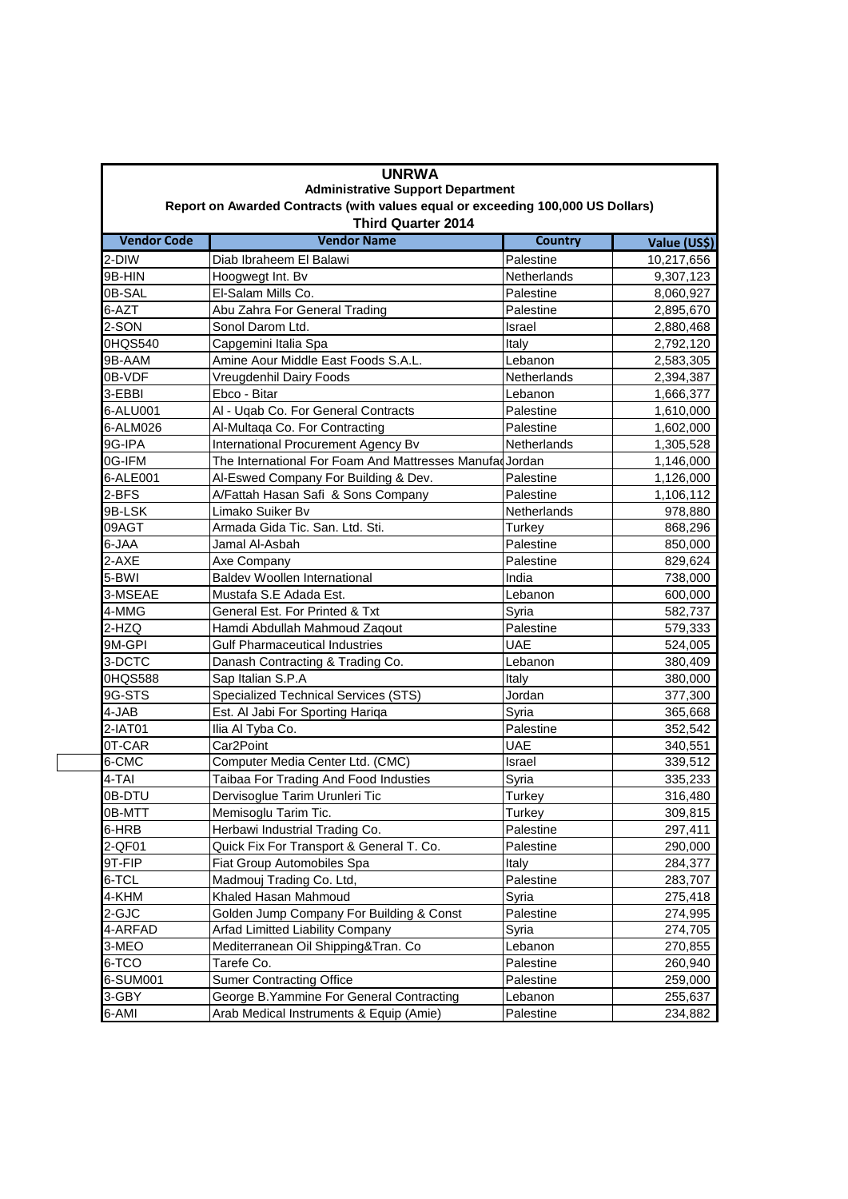# UNRWA

## Administrative Support Department

### Report on Awarded Contracts (with values equal or exceeding 100,000 US Dollars)

### Third Quarter 2014

| Vendor Code | Vendor Name | Country | Value (US$) |
|---|---|---|---|
| 2-DIW | Diab Ibraheem El Balawi | Palestine | 10,217,656 |
| 9B-HIN | Hoogwegt Int. Bv | Netherlands | 9,307,123 |
| 0B-SAL | El-Salam Mills Co. | Palestine | 8,060,927 |
| 6-AZT | Abu Zahra For General Trading | Palestine | 2,895,670 |
| 2-SON | Sonol Darom Ltd. | Israel | 2,880,468 |
| 0HQS540 | Capgemini Italia Spa | Italy | 2,792,120 |
| 9B-AAM | Amine Aour Middle East Foods S.A.L. | Lebanon | 2,583,305 |
| 0B-VDF | Vreugdenhil Dairy Foods | Netherlands | 2,394,387 |
| 3-EBBI | Ebco - Bitar | Lebanon | 1,666,377 |
| 6-ALU001 | Al - Uqab Co. For General Contracts | Palestine | 1,610,000 |
| 6-ALM026 | Al-Multaqa Co. For Contracting | Palestine | 1,602,000 |
| 9G-IPA | International Procurement Agency Bv | Netherlands | 1,305,528 |
| 0G-IFM | The International For Foam And Mattresses Manufac | Jordan | 1,146,000 |
| 6-ALE001 | Al-Eswed Company For Building & Dev. | Palestine | 1,126,000 |
| 2-BFS | A/Fattah Hasan Safi & Sons Company | Palestine | 1,106,112 |
| 9B-LSK | Limako Suiker Bv | Netherlands | 978,880 |
| 09AGT | Armada Gida Tic. San. Ltd. Sti. | Turkey | 868,296 |
| 6-JAA | Jamal Al-Asbah | Palestine | 850,000 |
| 2-AXE | Axe Company | Palestine | 829,624 |
| 5-BWI | Baldev Woollen International | India | 738,000 |
| 3-MSEAE | Mustafa S.E Adada Est. | Lebanon | 600,000 |
| 4-MMG | General Est. For Printed & Txt | Syria | 582,737 |
| 2-HZQ | Hamdi Abdullah Mahmoud Zaqout | Palestine | 579,333 |
| 9M-GPI | Gulf Pharmaceutical Industries | UAE | 524,005 |
| 3-DCTC | Danash Contracting & Trading Co. | Lebanon | 380,409 |
| 0HQS588 | Sap Italian S.P.A | Italy | 380,000 |
| 9G-STS | Specialized Technical Services (STS) | Jordan | 377,300 |
| 4-JAB | Est. Al Jabi For Sporting Hariqa | Syria | 365,668 |
| 2-IAT01 | Ilia Al Tyba Co. | Palestine | 352,542 |
| 0T-CAR | Car2Point | UAE | 340,551 |
| 6-CMC | Computer Media Center Ltd. (CMC) | Israel | 339,512 |
| 4-TAI | Taibaa For Trading And Food Industies | Syria | 335,233 |
| 0B-DTU | Dervisoglue Tarim Urunleri Tic | Turkey | 316,480 |
| 0B-MTT | Memisoglu Tarim Tic. | Turkey | 309,815 |
| 6-HRB | Herbawi Industrial Trading Co. | Palestine | 297,411 |
| 2-QF01 | Quick Fix For Transport & General T. Co. | Palestine | 290,000 |
| 9T-FIP | Fiat Group Automobiles Spa | Italy | 284,377 |
| 6-TCL | Madmouj Trading Co. Ltd, | Palestine | 283,707 |
| 4-KHM | Khaled Hasan Mahmoud | Syria | 275,418 |
| 2-GJC | Golden Jump Company For Building & Const | Palestine | 274,995 |
| 4-ARFAD | Arfad Limitted Liability Company | Syria | 274,705 |
| 3-MEO | Mediterranean Oil Shipping&Tran. Co | Lebanon | 270,855 |
| 6-TCO | Tarefe Co. | Palestine | 260,940 |
| 6-SUM001 | Sumer Contracting Office | Palestine | 259,000 |
| 3-GBY | George B.Yammine For General Contracting | Lebanon | 255,637 |
| 6-AMI | Arab Medical Instruments & Equip (Amie) | Palestine | 234,882 |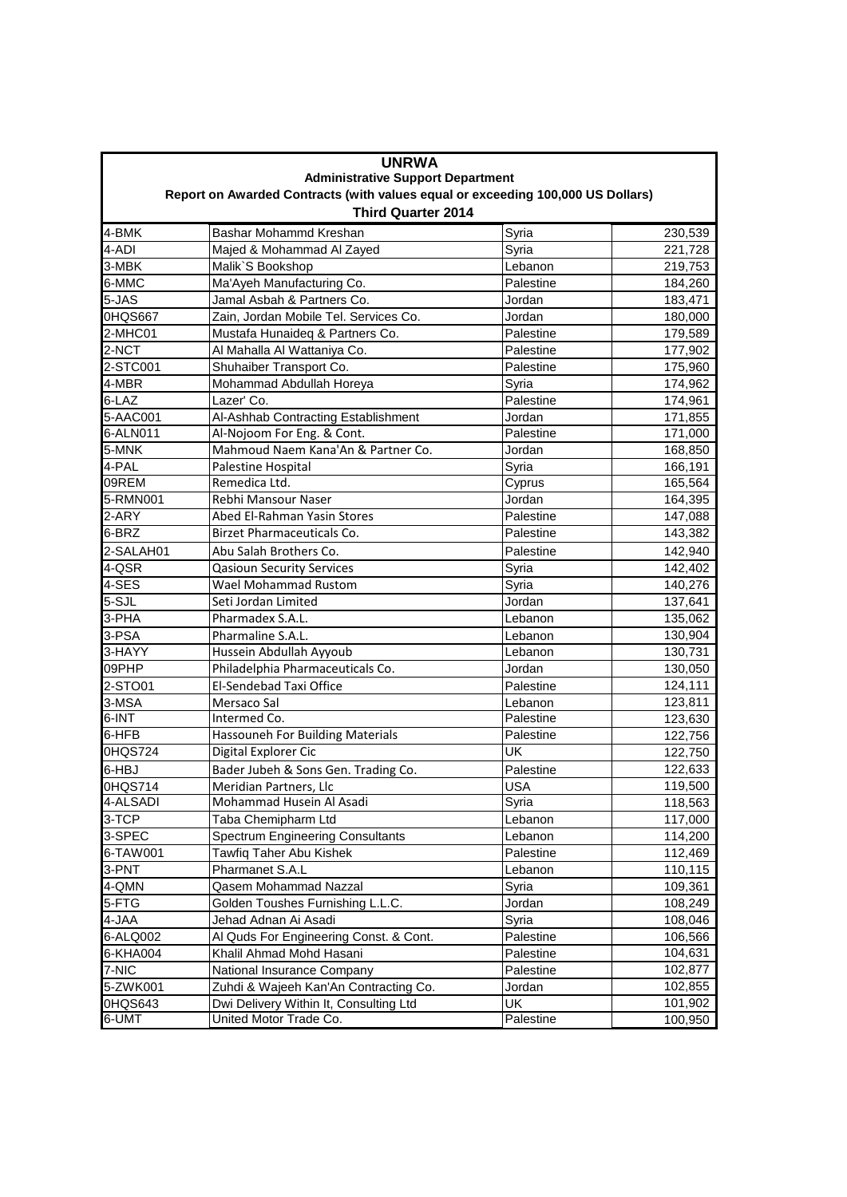# UNRWA

## Administrative Support Department

### Report on Awarded Contracts (with values equal or exceeding 100,000 US Dollars)

### Third Quarter 2014

| | | | |
|---|---|---|---|
| 4-BMK | Bashar Mohammd Kreshan | Syria | 230,539 |
| 4-ADI | Majed & Mohammad Al Zayed | Syria | 221,728 |
| 3-MBK | Malik`S Bookshop | Lebanon | 219,753 |
| 6-MMC | Ma'Ayeh Manufacturing Co. | Palestine | 184,260 |
| 5-JAS | Jamal Asbah & Partners Co. | Jordan | 183,471 |
| 0HQS667 | Zain, Jordan Mobile Tel. Services Co. | Jordan | 180,000 |
| 2-MHC01 | Mustafa Hunaideq & Partners Co. | Palestine | 179,589 |
| 2-NCT | Al Mahalla Al Wattaniya Co. | Palestine | 177,902 |
| 2-STC001 | Shuhaiber Transport Co. | Palestine | 175,960 |
| 4-MBR | Mohammad Abdullah Horeya | Syria | 174,962 |
| 6-LAZ | Lazer' Co. | Palestine | 174,961 |
| 5-AAC001 | Al-Ashhab Contracting Establishment | Jordan | 171,855 |
| 6-ALN011 | Al-Nojoom For Eng. & Cont. | Palestine | 171,000 |
| 5-MNK | Mahmoud Naem Kana'An & Partner Co. | Jordan | 168,850 |
| 4-PAL | Palestine Hospital | Syria | 166,191 |
| 09REM | Remedica Ltd. | Cyprus | 165,564 |
| 5-RMN001 | Rebhi Mansour Naser | Jordan | 164,395 |
| 2-ARY | Abed El-Rahman Yasin Stores | Palestine | 147,088 |
| 6-BRZ | Birzet Pharmaceuticals Co. | Palestine | 143,382 |
| 2-SALAH01 | Abu Salah Brothers Co. | Palestine | 142,940 |
| 4-QSR | Qasioun Security Services | Syria | 142,402 |
| 4-SES | Wael Mohammad Rustom | Syria | 140,276 |
| 5-SJL | Seti Jordan Limited | Jordan | 137,641 |
| 3-PHA | Pharmadex S.A.L. | Lebanon | 135,062 |
| 3-PSA | Pharmaline S.A.L. | Lebanon | 130,904 |
| 3-HAYY | Hussein Abdullah Ayyoub | Lebanon | 130,731 |
| 09PHP | Philadelphia Pharmaceuticals Co. | Jordan | 130,050 |
| 2-STO01 | El-Sendebad Taxi Office | Palestine | 124,111 |
| 3-MSA | Mersaco Sal | Lebanon | 123,811 |
| 6-INT | Intermed Co. | Palestine | 123,630 |
| 6-HFB | Hassouneh For Building Materials | Palestine | 122,756 |
| 0HQS724 | Digital Explorer Cic | UK | 122,750 |
| 6-HBJ | Bader Jubeh & Sons Gen. Trading Co. | Palestine | 122,633 |
| 0HQS714 | Meridian Partners, Llc | USA | 119,500 |
| 4-ALSADI | Mohammad Husein Al Asadi | Syria | 118,563 |
| 3-TCP | Taba Chemipharm Ltd | Lebanon | 117,000 |
| 3-SPEC | Spectrum Engineering Consultants | Lebanon | 114,200 |
| 6-TAW001 | Tawfiq Taher Abu Kishek | Palestine | 112,469 |
| 3-PNT | Pharmanet S.A.L | Lebanon | 110,115 |
| 4-QMN | Qasem Mohammad Nazzal | Syria | 109,361 |
| 5-FTG | Golden Toushes Furnishing L.L.C. | Jordan | 108,249 |
| 4-JAA | Jehad Adnan Ai Asadi | Syria | 108,046 |
| 6-ALQ002 | Al Quds For Engineering Const. & Cont. | Palestine | 106,566 |
| 6-KHA004 | Khalil Ahmad Mohd Hasani | Palestine | 104,631 |
| 7-NIC | National Insurance Company | Palestine | 102,877 |
| 5-ZWK001 | Zuhdi & Wajeeh Kan'An Contracting Co. | Jordan | 102,855 |
| 0HQS643 | Dwi Delivery Within It, Consulting Ltd | UK | 101,902 |
| 6-UMT | United Motor Trade Co. | Palestine | 100,950 |